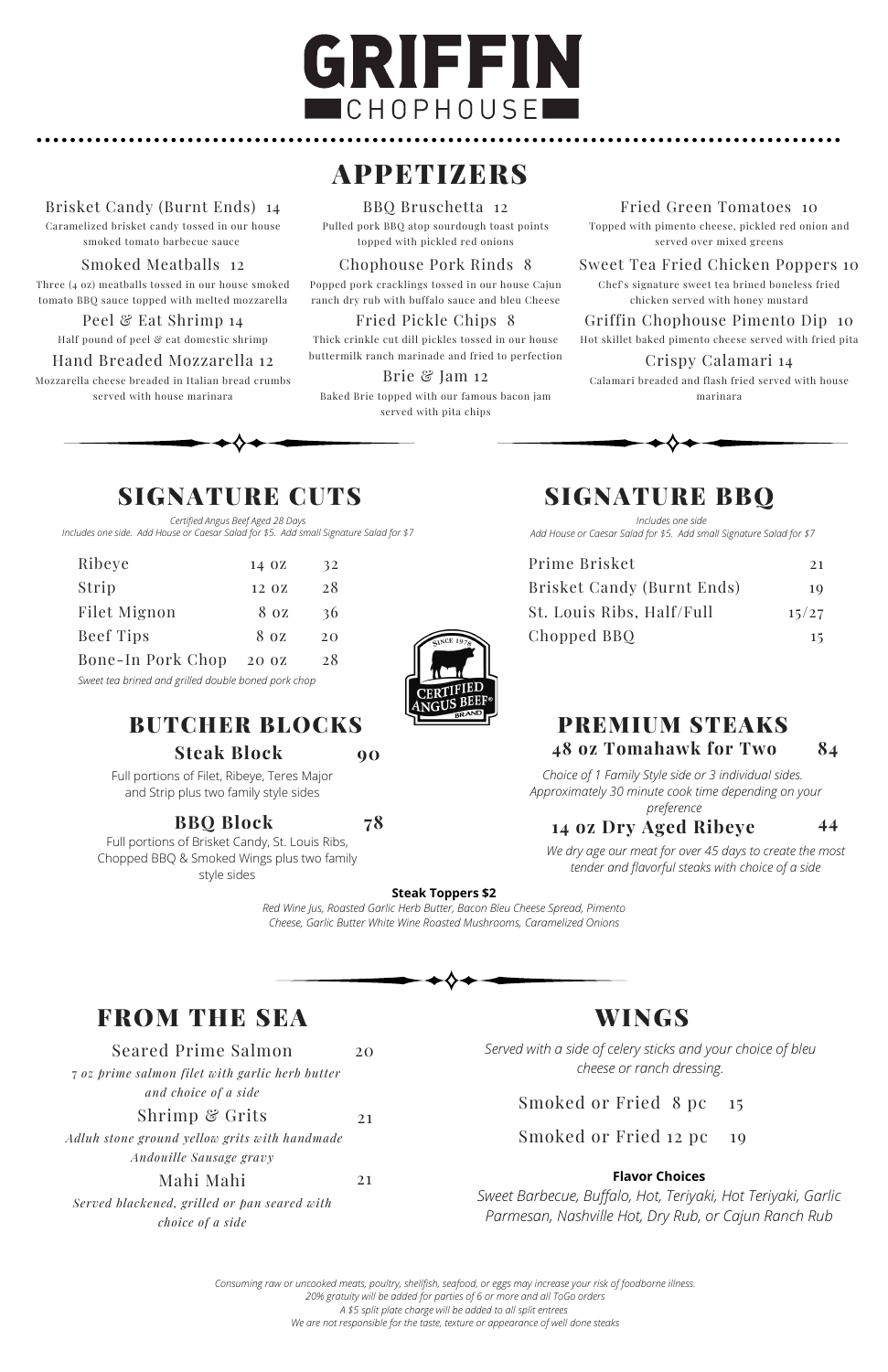# GRIFFIN

CHOPHOUSE

## APPETIZERS

**Brisket Candy (Burnt Ends)** 14
Caramelized brisket candy tossed in our house smoked tomato barbecue sauce

**Smoked Meatballs** 12
Three (4 oz) meatballs tossed in our house smoked tomato BBQ sauce topped with melted mozzarella

**Peel & Eat Shrimp** 14
Half pound of peel & eat domestic shrimp

**Hand Breaded Mozzarella** 12
Mozzarella cheese breaded in Italian bread crumbs served with house marinara

**BBQ Bruschetta** 12
Pulled pork BBQ atop sourdough toast points topped with pickled red onions

**Chophouse Pork Rinds** 8
Popped pork cracklings tossed in our house Cajun ranch dry rub with buffalo sauce and bleu Cheese

**Fried Pickle Chips** 8
Thick crinkle cut dill pickles tossed in our house buttermilk ranch marinade and fried to perfection

**Brie & Jam** 12
Baked Brie topped with our famous bacon jam served with pita chips

**Fried Green Tomatoes** 10
Topped with pimento cheese, pickled red onion and served over mixed greens

**Sweet Tea Fried Chicken Poppers** 10
Chef's signature sweet tea brined boneless fried chicken served with honey mustard

**Griffin Chophouse Pimento Dip** 10
Hot skillet baked pimento cheese served with fried pita

**Crispy Calamari** 14
Calamari breaded and flash fried served with house marinara

## SIGNATURE CUTS

*Certified Angus Beef Aged 28 Days*
*Includes one side. Add House or Caesar Salad for $5. Add small Signature Salad for $7*

| Item | Size | Price |
|---|---|---|
| Ribeye | 14 oz | 32 |
| Strip | 12 oz | 28 |
| Filet Mignon | 8 oz | 36 |
| Beef Tips | 8 oz | 20 |
| Bone-In Pork Chop | 20 oz | 28 |

*Sweet tea brined and grilled double boned pork chop*

## SIGNATURE BBQ

*Includes one side*
*Add House or Caesar Salad for $5. Add small Signature Salad for $7*

| Item | Price |
|---|---|
| Prime Brisket | 21 |
| Brisket Candy (Burnt Ends) | 19 |
| St. Louis Ribs, Half/Full | 15/27 |
| Chopped BBQ | 15 |

## BUTCHER BLOCKS

### Steak Block 90

Full portions of Filet, Ribeye, Teres Major and Strip plus two family style sides

### BBQ Block 78

Full portions of Brisket Candy, St. Louis Ribs, Chopped BBQ & Smoked Wings plus two family style sides

## PREMIUM STEAKS

### 48 oz Tomahawk for Two 84

*Choice of 1 Family Style side or 3 individual sides. Approximately 30 minute cook time depending on your preference*

### 14 oz Dry Aged Ribeye 44

*We dry age our meat for over 45 days to create the most tender and flavorful steaks with choice of a side*

**Steak Toppers $2**

*Red Wine Jus, Roasted Garlic Herb Butter, Bacon Bleu Cheese Spread, Pimento Cheese, Garlic Butter White Wine Roasted Mushrooms, Caramelized Onions*

## FROM THE SEA

**Seared Prime Salmon** 20
*7 oz prime salmon filet with garlic herb butter and choice of a side*

**Shrimp & Grits** 21
*Adluh stone ground yellow grits with handmade Andouille Sausage gravy*

**Mahi Mahi** 21
*Served blackened, grilled or pan seared with choice of a side*

## WINGS

*Served with a side of celery sticks and your choice of bleu cheese or ranch dressing.*

Smoked or Fried 8 pc 15

Smoked or Fried 12 pc 19

**Flavor Choices**

*Sweet Barbecue, Buffalo, Hot, Teriyaki, Hot Teriyaki, Garlic Parmesan, Nashville Hot, Dry Rub, or Cajun Ranch Rub*

*Consuming raw or uncooked meats, poultry, shellfish, seafood, or eggs may increase your risk of foodborne illness.*
*20% gratuity will be added for parties of 6 or more and all ToGo orders*
*A $5 split plate charge will be added to all split entrees*
*We are not responsible for the taste, texture or appearance of well done steaks*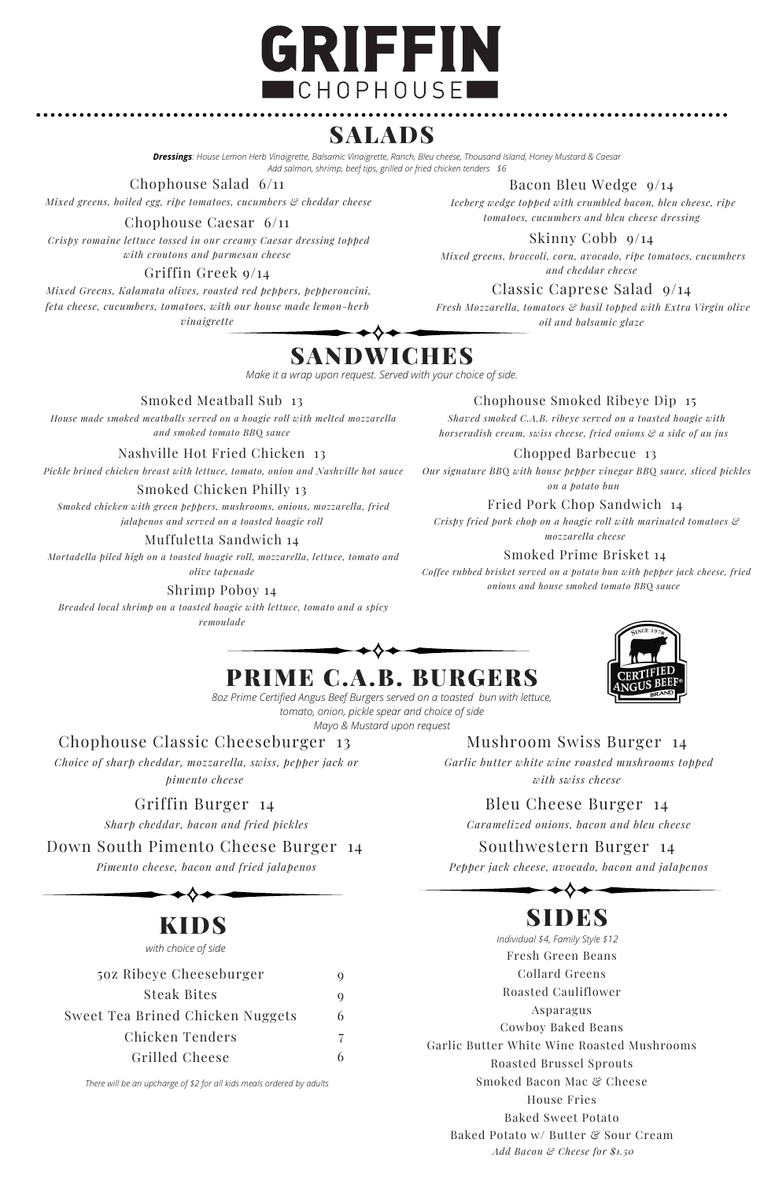# GRIFFIN

CHOPHOUSE

## SALADS

***Dressings**: House Lemon Herb Vinaigrette, Balsamic Vinaigrette, Ranch, Bleu cheese, Thousand Island, Honey Mustard & Caesar*
*Add salmon, shrimp, beef tips, grilled or fried chicken tenders $6*

### Chophouse Salad 6/11
*Mixed greens, boiled egg, ripe tomatoes, cucumbers & cheddar cheese*

### Chophouse Caesar 6/11
*Crispy romaine lettuce tossed in our creamy Caesar dressing topped with croutons and parmesan cheese*

### Griffin Greek 9/14
*Mixed Greens, Kalamata olives, roasted red peppers, pepperoncini, feta cheese, cucumbers, tomatoes, with our house made lemon-herb vinaigrette*

### Bacon Bleu Wedge 9/14
*Iceberg wedge topped with crumbled bacon, bleu cheese, ripe tomatoes, cucumbers and bleu cheese dressing*

### Skinny Cobb 9/14
*Mixed greens, broccoli, corn, avocado, ripe tomatoes, cucumbers and cheddar cheese*

### Classic Caprese Salad 9/14
*Fresh Mozzarella, tomatoes & basil topped with Extra Virgin olive oil and balsamic glaze*

## SANDWICHES

*Make it a wrap upon request. Served with your choice of side.*

### Smoked Meatball Sub 13
*House made smoked meatballs served on a hoagie roll with melted mozzarella and smoked tomato BBQ sauce*

### Nashville Hot Fried Chicken 13
*Pickle brined chicken breast with lettuce, tomato, onion and Nashville hot sauce*

### Smoked Chicken Philly 13
*Smoked chicken with green peppers, mushrooms, onions, mozzarella, fried jalapenos and served on a toasted hoagie roll*

### Muffuletta Sandwich 14
*Mortadella piled high on a toasted hoagie roll, mozzarella, lettuce, tomato and olive tapenade*

### Shrimp Poboy 14
*Breaded local shrimp on a toasted hoagie with lettuce, tomato and a spicy remoulade*

### Chophouse Smoked Ribeye Dip 15
*Shaved smoked C.A.B. ribeye served on a toasted hoagie with horseradish cream, swiss cheese, fried onions & a side of au jus*

### Chopped Barbecue 13
*Our signature BBQ with house pepper vinegar BBQ sauce, sliced pickles on a potato bun*

### Fried Pork Chop Sandwich 14
*Crispy fried pork chop on a hoagie roll with marinated tomatoes & mozzarella cheese*

### Smoked Prime Brisket 14
*Coffee rubbed brisket served on a potato bun with pepper jack cheese, fried onions and house smoked tomato BBQ sauce*

## PRIME C.A.B. BURGERS

Since 1978 CERTIFIED ANGUS BEEF® BRAND

*8oz Prime Certified Angus Beef Burgers served on a toasted bun with lettuce, tomato, onion, pickle spear and choice of side*
*Mayo & Mustard upon request*

### Chophouse Classic Cheeseburger 13
*Choice of sharp cheddar, mozzarella, swiss, pepper jack or pimento cheese*

### Griffin Burger 14
*Sharp cheddar, bacon and fried pickles*

### Down South Pimento Cheese Burger 14
*Pimento cheese, bacon and fried jalapenos*

### Mushroom Swiss Burger 14
*Garlic butter white wine roasted mushrooms topped with swiss cheese*

### Bleu Cheese Burger 14
*Caramelized onions, bacon and bleu cheese*

### Southwestern Burger 14
*Pepper jack cheese, avocado, bacon and jalapenos*

## KIDS

*with choice of side*

| | |
|---|---|
| 5oz Ribeye Cheeseburger | 9 |
| Steak Bites | 9 |
| Sweet Tea Brined Chicken Nuggets | 6 |
| Chicken Tenders | 7 |
| Grilled Cheese | 6 |

*There will be an upcharge of $2 for all kids meals ordered by adults*

## SIDES

*Individual $4, Family Style $12*

Fresh Green Beans
Collard Greens
Roasted Cauliflower
Asparagus
Cowboy Baked Beans
Garlic Butter White Wine Roasted Mushrooms
Roasted Brussel Sprouts
Smoked Bacon Mac & Cheese
House Fries
Baked Sweet Potato
Baked Potato w/ Butter & Sour Cream
*Add Bacon & Cheese for $1.50*